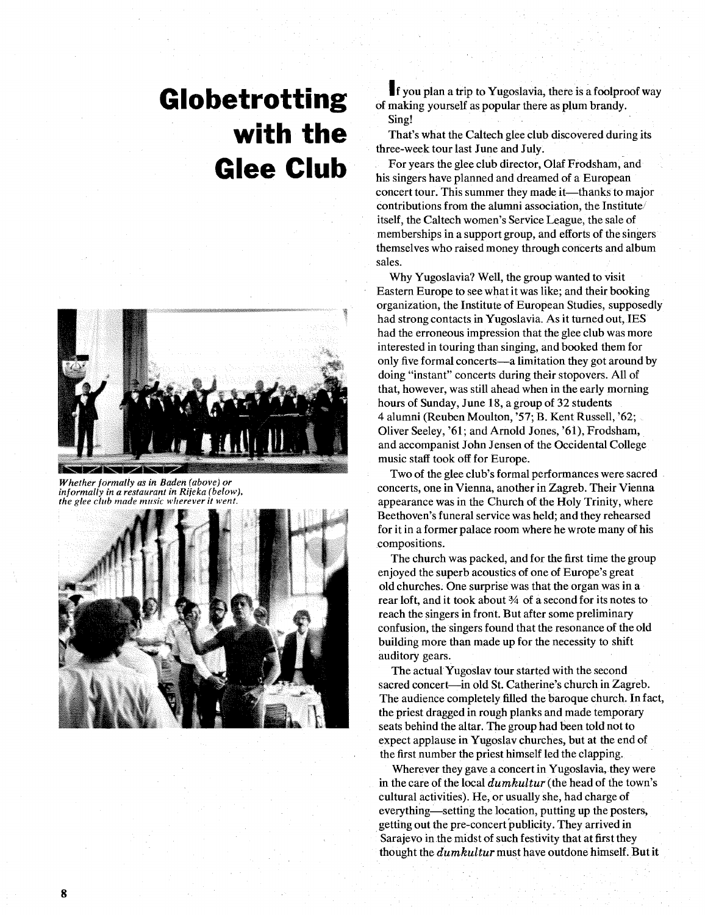# Globetrotting with the Glee Club

*Whether formally as in Baden (above) or informally in a restaurant in Rijeka (below), the glee club made music wherever it went.*

If you plan a trip to Yugoslavia, there is a foolproof way of making yourself as popular there as plum brandy.

Sing!

That's what the Caltech glee club discovered during its three-week tour last June and July.

For years the glee club director, Olaf Frodsham, and his singers have planned and dreamed of a European concert tour. This summer they made it—thanks to major contributions from the alumni association, the Institute itself, the Caltech women's Service League, the sale of memberships in a support group, and efforts of the singers themselves who raised money through concerts and album sales.

Why Yugoslavia? Well, the group wanted to visit Eastern Europe to see what it was like; and their booking organization, the Institute of European Studies, supposedly had strong contacts in Yugoslavia. As it turned out, IES had the erroneous impression that the glee club was more interested in touring than singing, and booked them for only five formal concerts—a limitation they got around by doing "instant" concerts during their stopovers. All of that, however, was still ahead when in the early morning hours of Sunday, June 18, a group of 32 students 4 alumni (Reuben Moulton, '57; B. Kent Russell, '62; Oliver Seeley, '61; and Arnold Jones, '61), Frodsham, and accompanist John Jensen of the Occidental College music staff took off for Europe.

Two of the glee club's formal performances were sacred concerts, one in Vienna, another in Zagreb. Their Vienna appearance was in the Church of the Holy Trinity, where Beethoven's funeral service was held; and they rehearsed for it in a former palace room where he wrote many of his compositions.

The church was packed, and for the first time the group enjoyed the superb acoustics of one of Europe's great old churches. One surprise was that the organ was in a rear loft, and it took about ¾ of a second for its notes to reach the singers in front. But after some preliminary confusion, the singers found that the resonance of the old building more than made up for the necessity to shift auditory gears.

The actual Yugoslav tour started with the second sacred concert—in old St. Catherine's church in Zagreb. The audience completely filled the baroque church. In fact, the priest dragged in rough planks and made temporary seats behind the altar. The group had been told not to expect applause in Yugoslav churches, but at the end of the first number the priest himself led the clapping.

Wherever they gave a concert in Yugoslavia, they were in the care of the local *dumkultur* (the head of the town's cultural activities). He, or usually she, had charge of everything—setting the location, putting up the posters, getting out the pre-concert publicity. They arrived in Sarajevo in the midst of such festivity that at first they thought the *dumkultur* must have outdone himself. But it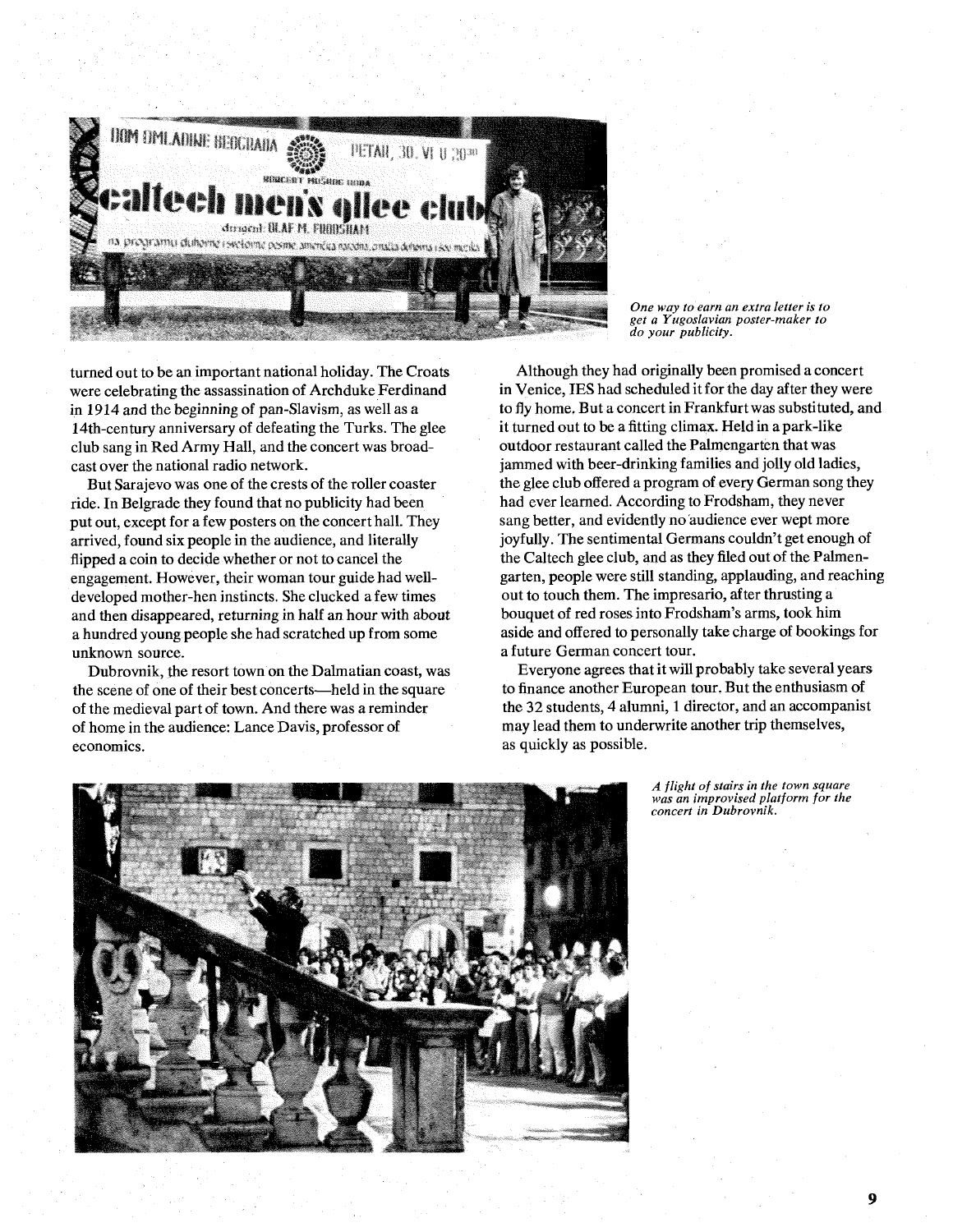*One way to earn an extra letter is to get a Yugoslavian poster-maker to do your publicity.*

turned out to be an important national holiday. The Croats were celebrating the assassination of Archduke Ferdinand in 1914 and the beginning of pan-Slavism, as well as a 14th-century anniversary of defeating the Turks. The glee club sang in Red Army Hall, and the concert was broadcast over the national radio network.

But Sarajevo was one of the crests of the roller coaster ride. In Belgrade they found that no publicity had been put out, except for a few posters on the concert hall. They arrived, found six people in the audience, and literally flipped a coin to decide whether or not to cancel the engagement. However, their woman tour guide had well-developed mother-hen instincts. She clucked a few times and then disappeared, returning in half an hour with about a hundred young people she had scratched up from some unknown source.

Dubrovnik, the resort town on the Dalmatian coast, was the scene of one of their best concerts—held in the square of the medieval part of town. And there was a reminder of home in the audience: Lance Davis, professor of economics.

Although they had originally been promised a concert in Venice, IES had scheduled it for the day after they were to fly home. But a concert in Frankfurt was substituted, and it turned out to be a fitting climax. Held in a park-like outdoor restaurant called the Palmengarten that was jammed with beer-drinking families and jolly old ladies, the glee club offered a program of every German song they had ever learned. According to Frodsham, they never sang better, and evidently no audience ever wept more joyfully. The sentimental Germans couldn't get enough of the Caltech glee club, and as they filed out of the Palmengarten, people were still standing, applauding, and reaching out to touch them. The impresario, after thrusting a bouquet of red roses into Frodsham's arms, took him aside and offered to personally take charge of bookings for a future German concert tour.

Everyone agrees that it will probably take several years to finance another European tour. But the enthusiasm of the 32 students, 4 alumni, 1 director, and an accompanist may lead them to underwrite another trip themselves, as quickly as possible.

*A flight of stairs in the town square was an improvised platform for the concert in Dubrovnik.*